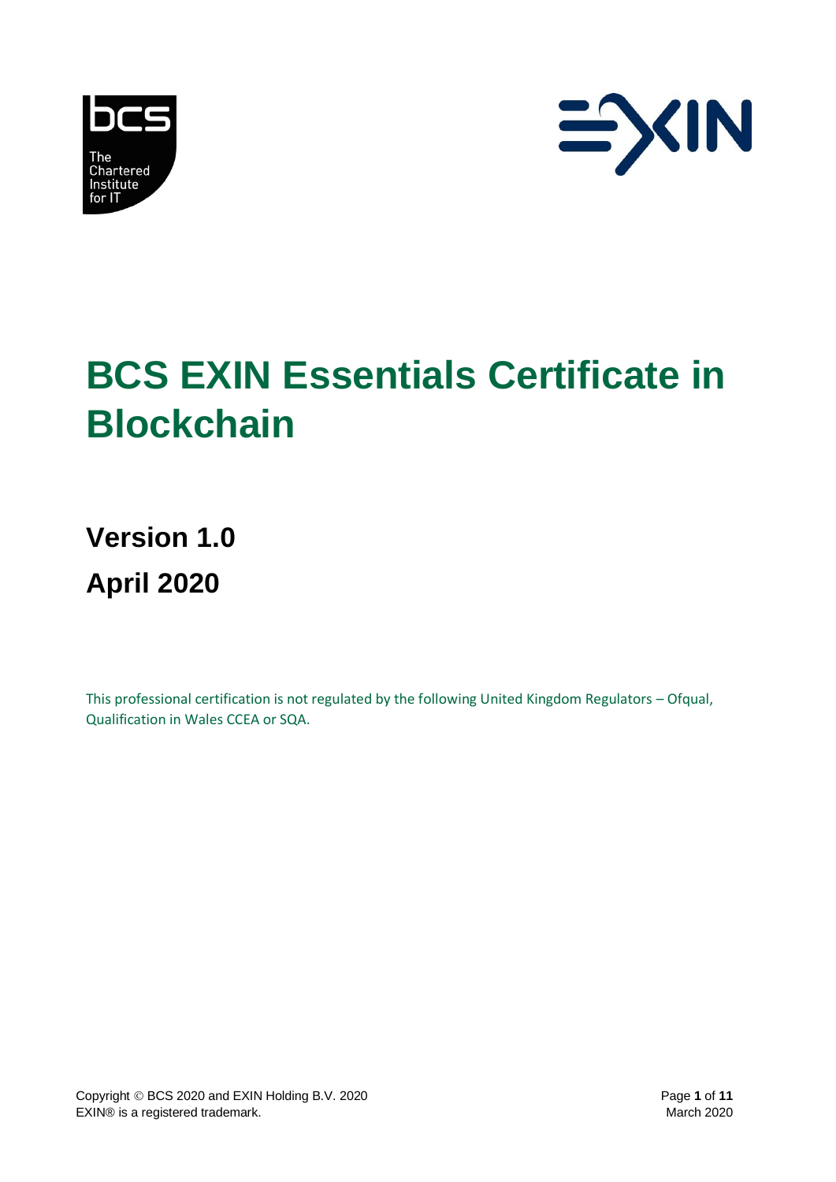# BCS EXIN Essentials Certificate in Blockchain

## Version 1.0

## April 2020

This professional certification is not regulated by the following United Kingdom Regulators – Ofqual, Qualification in Wales CCEA or SQA.

Copyright © BCS 2020 and EXIN Holding B.V. 2020
EXIN® is a registered trademark.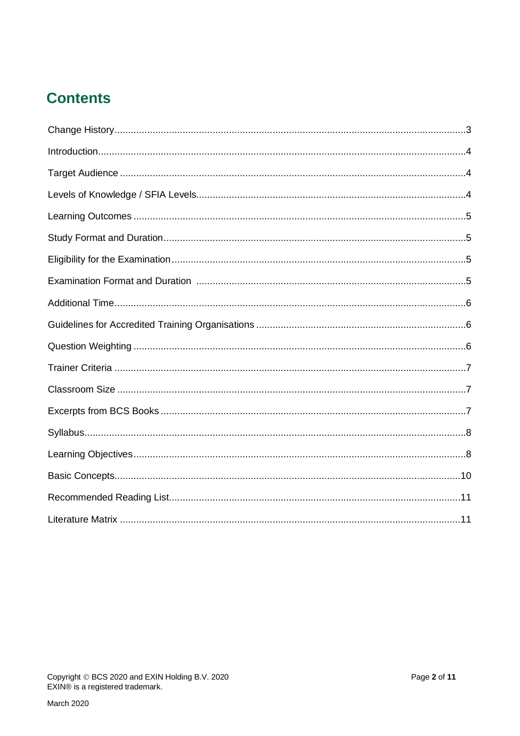## Contents

Change History .......... 3

Introduction .......... 4

Target Audience .......... 4

Levels of Knowledge / SFIA Levels .......... 4

Learning Outcomes .......... 5

Study Format and Duration .......... 5

Eligibility for the Examination .......... 5

Examination Format and Duration .......... 5

Additional Time .......... 6

Guidelines for Accredited Training Organisations .......... 6

Question Weighting .......... 6

Trainer Criteria .......... 7

Classroom Size .......... 7

Excerpts from BCS Books .......... 7

Syllabus .......... 8

Learning Objectives .......... 8

Basic Concepts .......... 10

Recommended Reading List .......... 11

Literature Matrix .......... 11

Copyright © BCS 2020 and EXIN Holding B.V. 2020
EXIN® is a registered trademark.

March 2020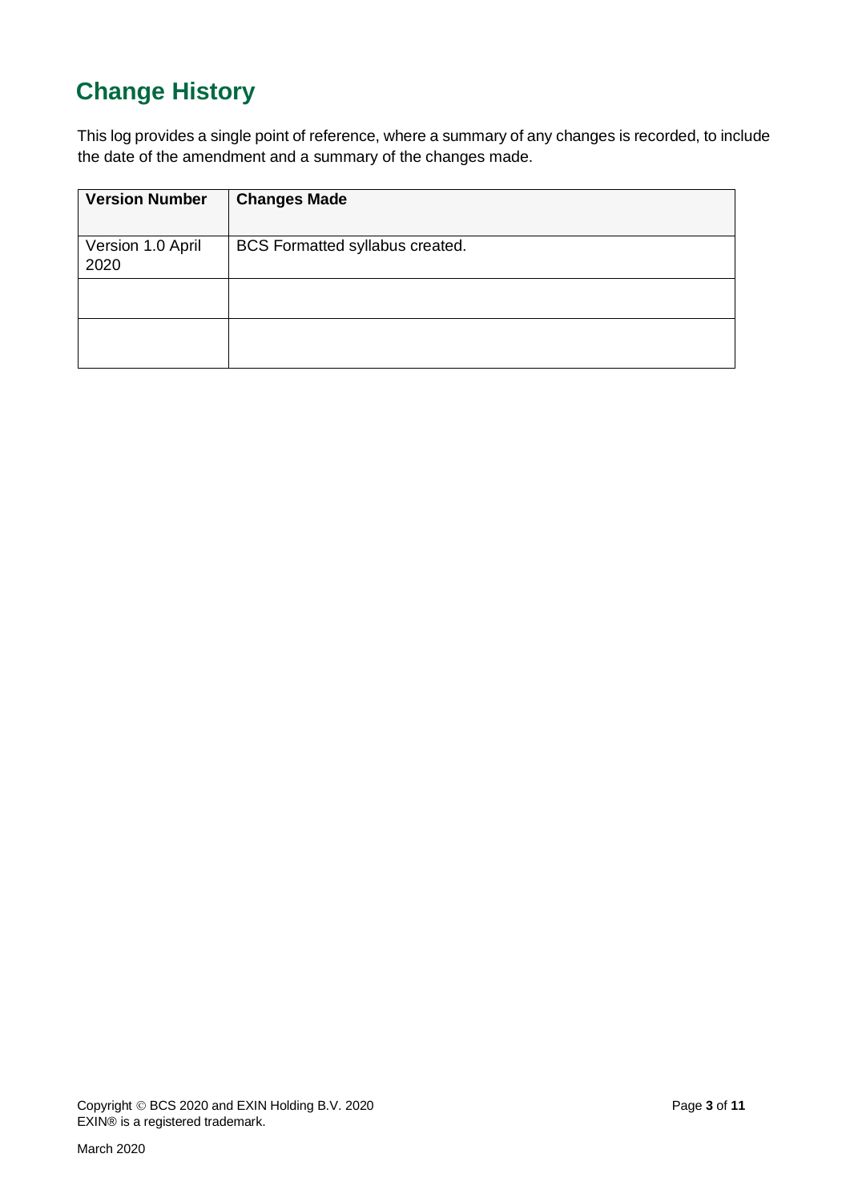# Change History

This log provides a single point of reference, where a summary of any changes is recorded, to include the date of the amendment and a summary of the changes made.

| Version Number | Changes Made |
| --- | --- |
| Version 1.0 April 2020 | BCS Formatted syllabus created. |
| | |
| | |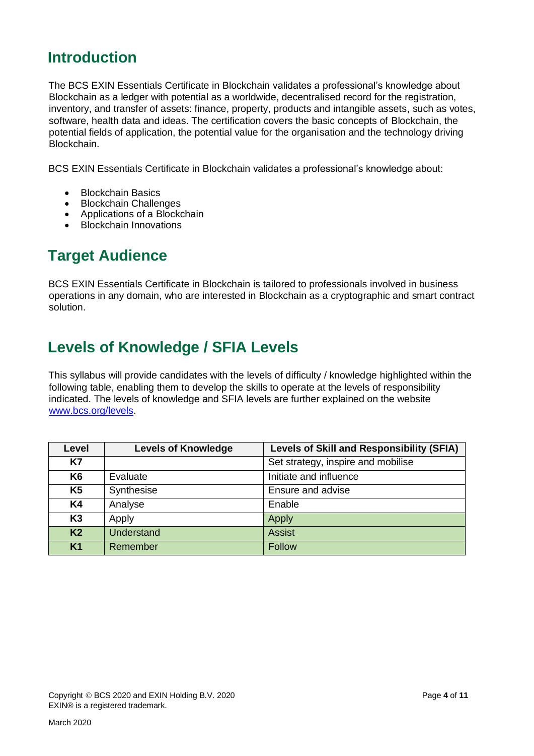## Introduction

The BCS EXIN Essentials Certificate in Blockchain validates a professional's knowledge about Blockchain as a ledger with potential as a worldwide, decentralised record for the registration, inventory, and transfer of assets: finance, property, products and intangible assets, such as votes, software, health data and ideas. The certification covers the basic concepts of Blockchain, the potential fields of application, the potential value for the organisation and the technology driving Blockchain.

BCS EXIN Essentials Certificate in Blockchain validates a professional's knowledge about:

- Blockchain Basics
- Blockchain Challenges
- Applications of a Blockchain
- Blockchain Innovations

## Target Audience

BCS EXIN Essentials Certificate in Blockchain is tailored to professionals involved in business operations in any domain, who are interested in Blockchain as a cryptographic and smart contract solution.

## Levels of Knowledge / SFIA Levels

This syllabus will provide candidates with the levels of difficulty / knowledge highlighted within the following table, enabling them to develop the skills to operate at the levels of responsibility indicated. The levels of knowledge and SFIA levels are further explained on the website www.bcs.org/levels.

| Level | Levels of Knowledge | Levels of Skill and Responsibility (SFIA) |
|---|---|---|
| K7 | | Set strategy, inspire and mobilise |
| K6 | Evaluate | Initiate and influence |
| K5 | Synthesise | Ensure and advise |
| K4 | Analyse | Enable |
| K3 | Apply | Apply |
| K2 | Understand | Assist |
| K1 | Remember | Follow |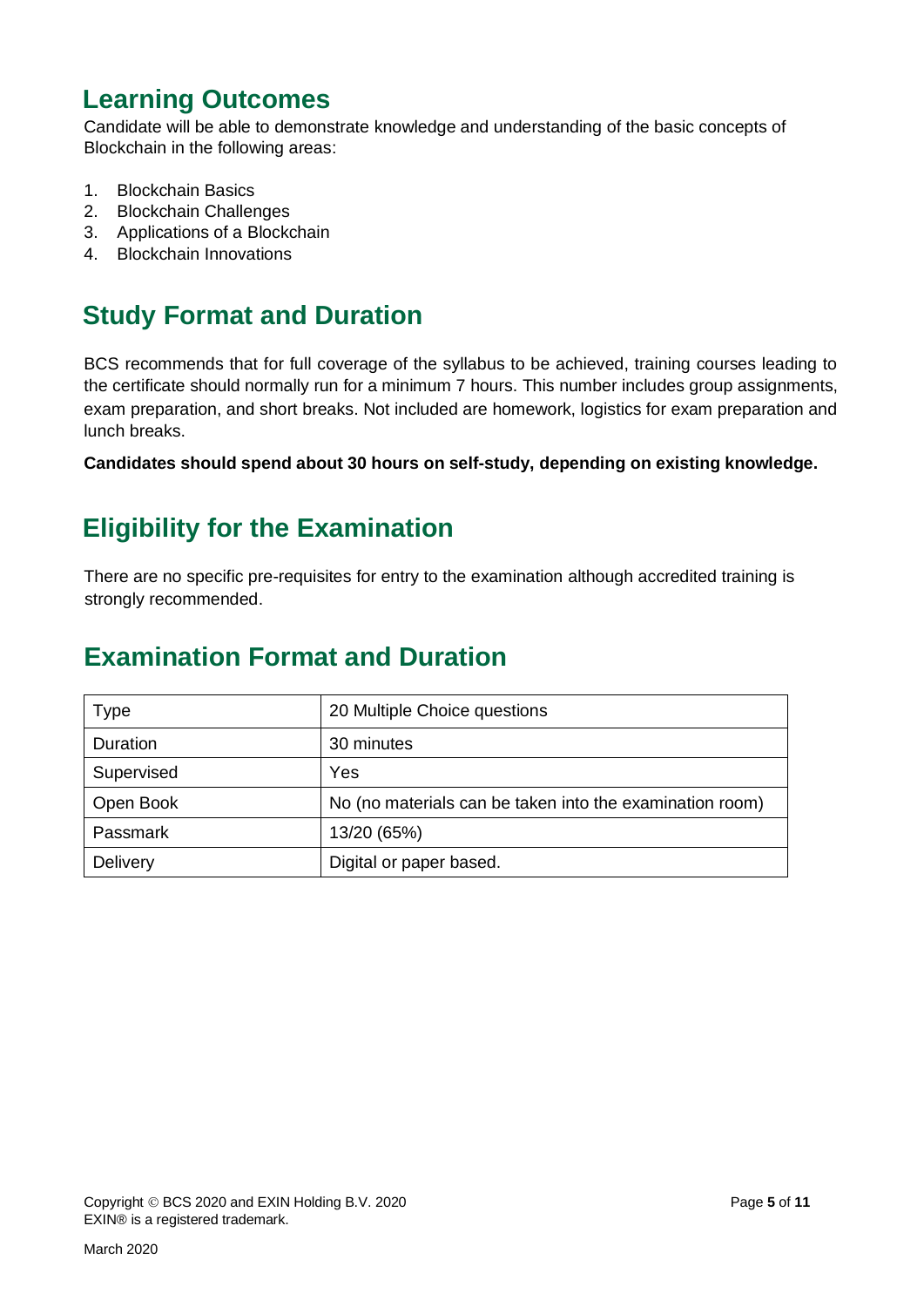## Learning Outcomes

Candidate will be able to demonstrate knowledge and understanding of the basic concepts of Blockchain in the following areas:

1. Blockchain Basics
2. Blockchain Challenges
3. Applications of a Blockchain
4. Blockchain Innovations

## Study Format and Duration

BCS recommends that for full coverage of the syllabus to be achieved, training courses leading to the certificate should normally run for a minimum 7 hours. This number includes group assignments, exam preparation, and short breaks. Not included are homework, logistics for exam preparation and lunch breaks.

**Candidates should spend about 30 hours on self-study, depending on existing knowledge.**

## Eligibility for the Examination

There are no specific pre-requisites for entry to the examination although accredited training is strongly recommended.

## Examination Format and Duration

| Type | 20 Multiple Choice questions |
|---|---|
| Duration | 30 minutes |
| Supervised | Yes |
| Open Book | No (no materials can be taken into the examination room) |
| Passmark | 13/20 (65%) |
| Delivery | Digital or paper based. |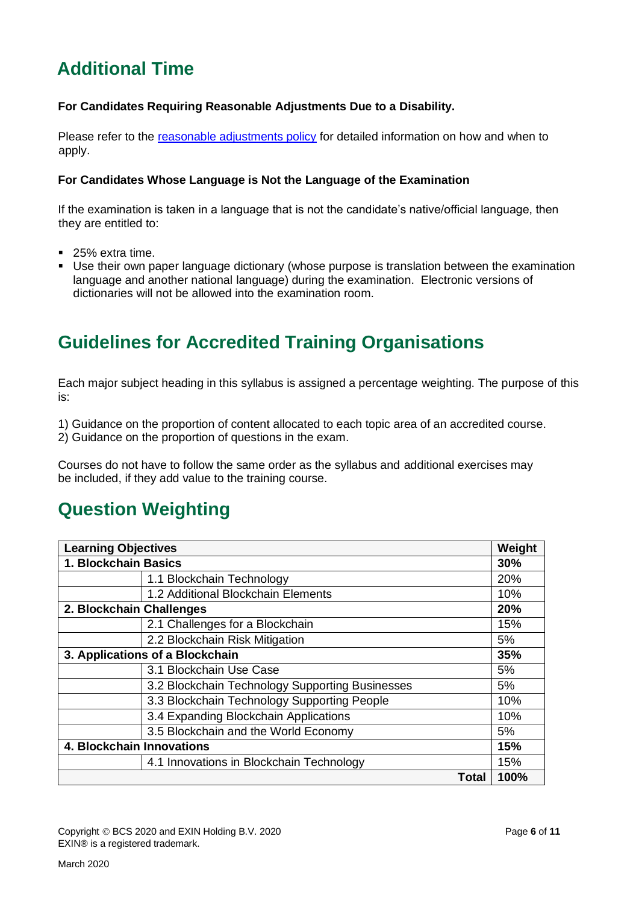## Additional Time

**For Candidates Requiring Reasonable Adjustments Due to a Disability.**

Please refer to the [reasonable adjustments policy](reasonable adjustments policy) for detailed information on how and when to apply.

**For Candidates Whose Language is Not the Language of the Examination**

If the examination is taken in a language that is not the candidate's native/official language, then they are entitled to:

- 25% extra time.
- Use their own paper language dictionary (whose purpose is translation between the examination language and another national language) during the examination. Electronic versions of dictionaries will not be allowed into the examination room.

## Guidelines for Accredited Training Organisations

Each major subject heading in this syllabus is assigned a percentage weighting. The purpose of this is:

1) Guidance on the proportion of content allocated to each topic area of an accredited course.
2) Guidance on the proportion of questions in the exam.

Courses do not have to follow the same order as the syllabus and additional exercises may be included, if they add value to the training course.

## Question Weighting

| Learning Objectives | | Weight |
|---|---|---|
| **1. Blockchain Basics** | | **30%** |
| | 1.1 Blockchain Technology | 20% |
| | 1.2 Additional Blockchain Elements | 10% |
| **2. Blockchain Challenges** | | **20%** |
| | 2.1 Challenges for a Blockchain | 15% |
| | 2.2 Blockchain Risk Mitigation | 5% |
| **3. Applications of a Blockchain** | | **35%** |
| | 3.1 Blockchain Use Case | 5% |
| | 3.2 Blockchain Technology Supporting Businesses | 5% |
| | 3.3 Blockchain Technology Supporting People | 10% |
| | 3.4 Expanding Blockchain Applications | 10% |
| | 3.5 Blockchain and the World Economy | 5% |
| **4. Blockchain Innovations** | | **15%** |
| | 4.1 Innovations in Blockchain Technology | 15% |
| | **Total** | **100%** |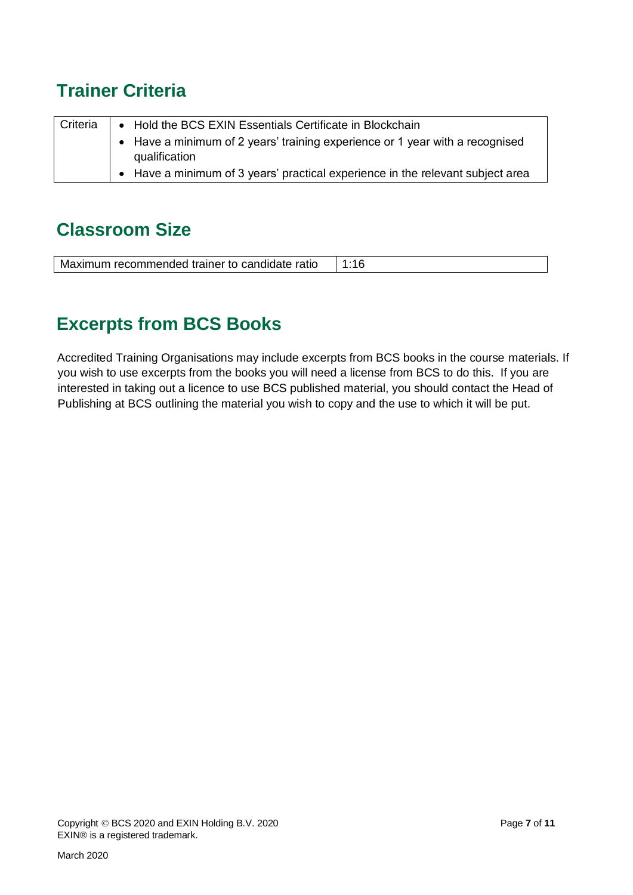## Trainer Criteria

| Criteria | • Hold the BCS EXIN Essentials Certificate in Blockchain<br>• Have a minimum of 2 years' training experience or 1 year with a recognised qualification<br>• Have a minimum of 3 years' practical experience in the relevant subject area |
|---|---|

## Classroom Size

| Maximum recommended trainer to candidate ratio | 1:16 |
|---|---|

## Excerpts from BCS Books

Accredited Training Organisations may include excerpts from BCS books in the course materials. If you wish to use excerpts from the books you will need a license from BCS to do this. If you are interested in taking out a licence to use BCS published material, you should contact the Head of Publishing at BCS outlining the material you wish to copy and the use to which it will be put.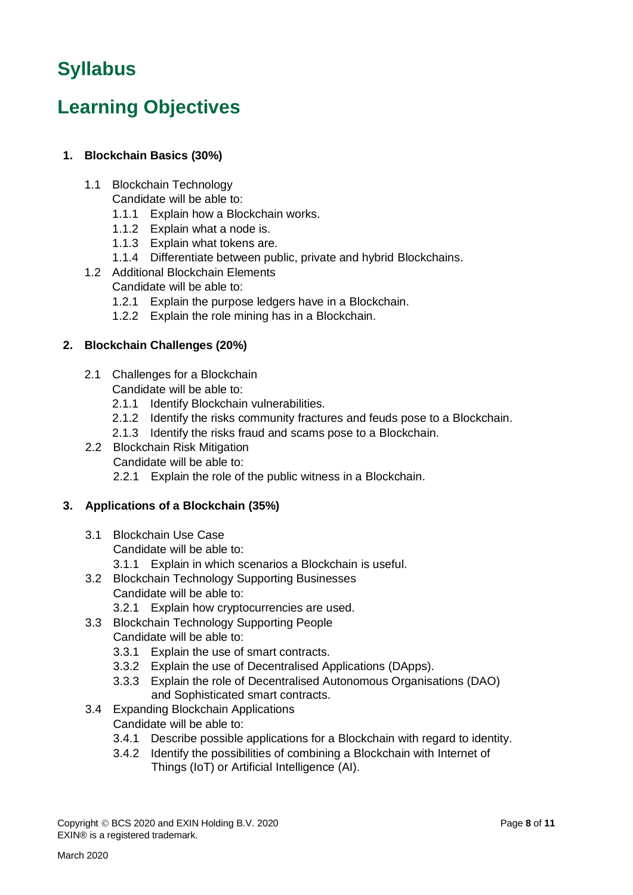# Syllabus

# Learning Objectives

## 1. Blockchain Basics (30%)

- 1.1 Blockchain Technology
  Candidate will be able to:
  - 1.1.1 Explain how a Blockchain works.
  - 1.1.2 Explain what a node is.
  - 1.1.3 Explain what tokens are.
  - 1.1.4 Differentiate between public, private and hybrid Blockchains.
- 1.2 Additional Blockchain Elements
  Candidate will be able to:
  - 1.2.1 Explain the purpose ledgers have in a Blockchain.
  - 1.2.2 Explain the role mining has in a Blockchain.

## 2. Blockchain Challenges (20%)

- 2.1 Challenges for a Blockchain
  Candidate will be able to:
  - 2.1.1 Identify Blockchain vulnerabilities.
  - 2.1.2 Identify the risks community fractures and feuds pose to a Blockchain.
  - 2.1.3 Identify the risks fraud and scams pose to a Blockchain.
- 2.2 Blockchain Risk Mitigation
  Candidate will be able to:
  - 2.2.1 Explain the role of the public witness in a Blockchain.

## 3. Applications of a Blockchain (35%)

- 3.1 Blockchain Use Case
  Candidate will be able to:
  - 3.1.1 Explain in which scenarios a Blockchain is useful.
- 3.2 Blockchain Technology Supporting Businesses
  Candidate will be able to:
  - 3.2.1 Explain how cryptocurrencies are used.
- 3.3 Blockchain Technology Supporting People
  Candidate will be able to:
  - 3.3.1 Explain the use of smart contracts.
  - 3.3.2 Explain the use of Decentralised Applications (DApps).
  - 3.3.3 Explain the role of Decentralised Autonomous Organisations (DAO) and Sophisticated smart contracts.
- 3.4 Expanding Blockchain Applications
  Candidate will be able to:
  - 3.4.1 Describe possible applications for a Blockchain with regard to identity.
  - 3.4.2 Identify the possibilities of combining a Blockchain with Internet of Things (IoT) or Artificial Intelligence (AI).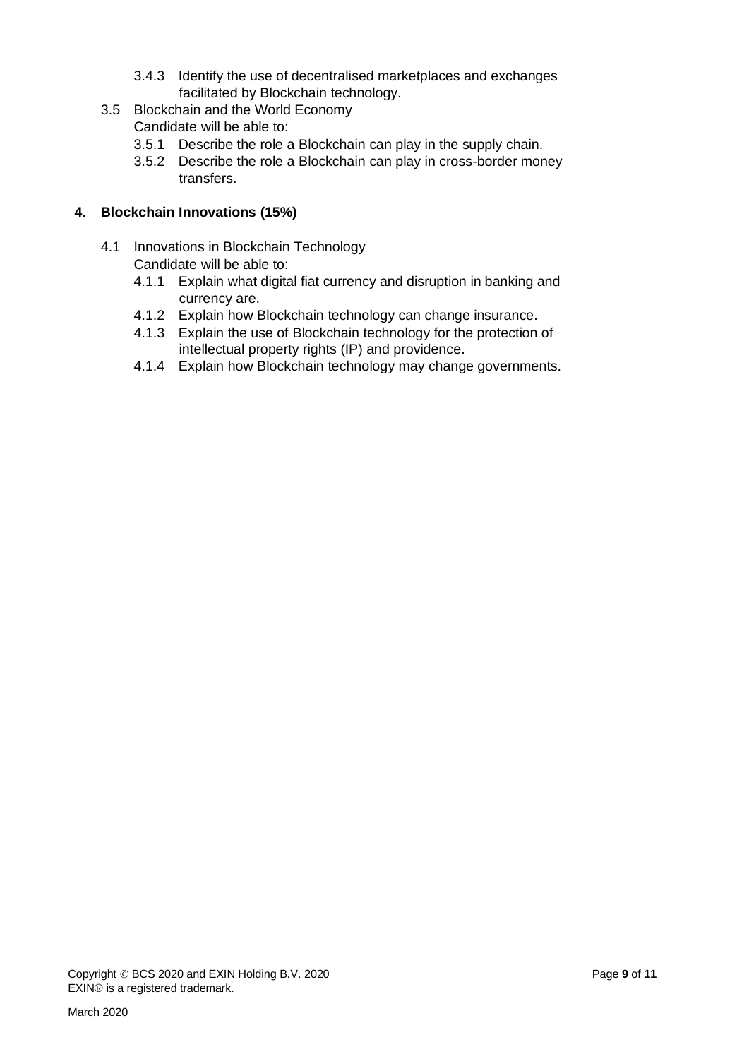3.4.3 Identify the use of decentralised marketplaces and exchanges facilitated by Blockchain technology.

3.5 Blockchain and the World Economy
Candidate will be able to:

3.5.1 Describe the role a Blockchain can play in the supply chain.

3.5.2 Describe the role a Blockchain can play in cross-border money transfers.

## 4. Blockchain Innovations (15%)

4.1 Innovations in Blockchain Technology
Candidate will be able to:

4.1.1 Explain what digital fiat currency and disruption in banking and currency are.

4.1.2 Explain how Blockchain technology can change insurance.

4.1.3 Explain the use of Blockchain technology for the protection of intellectual property rights (IP) and providence.

4.1.4 Explain how Blockchain technology may change governments.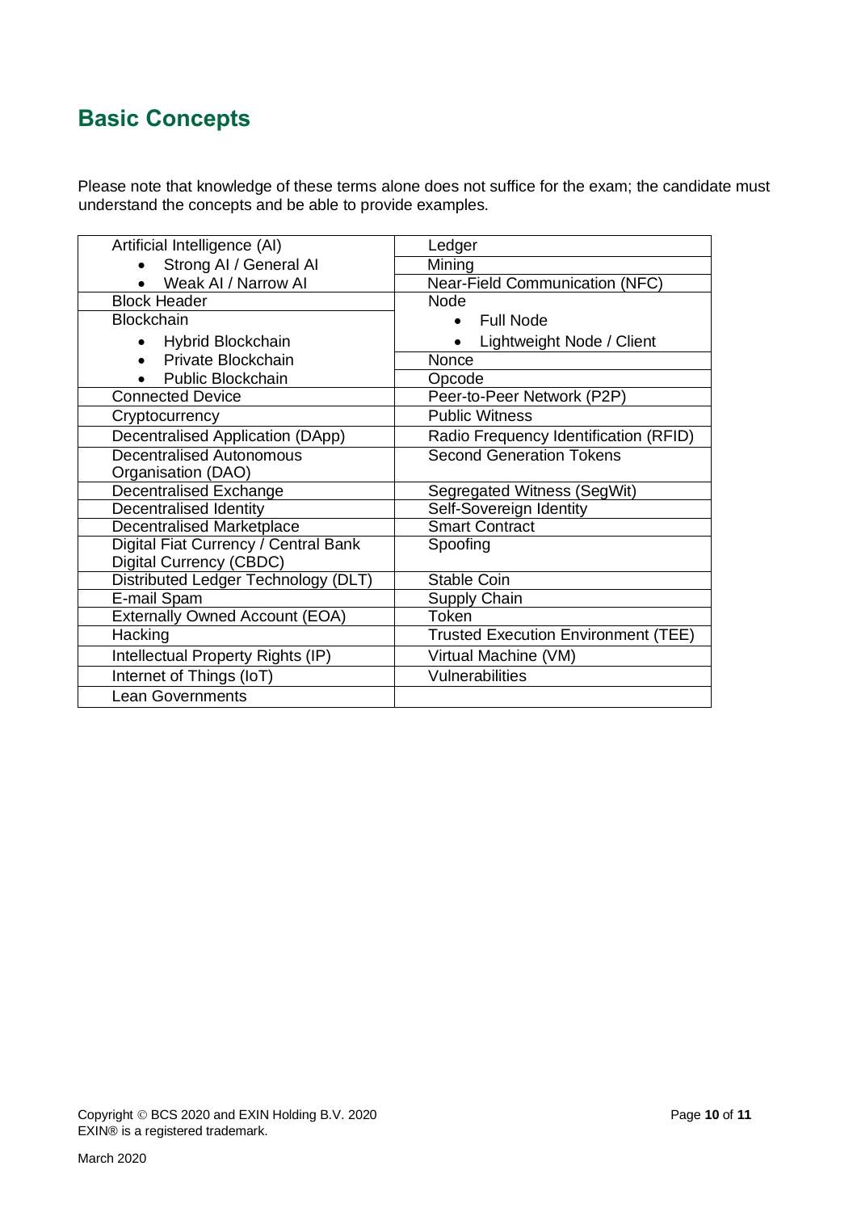## Basic Concepts

Please note that knowledge of these terms alone does not suffice for the exam; the candidate must understand the concepts and be able to provide examples.

| | |
|---|---|
| Artificial Intelligence (AI)<br>• Strong AI / General AI<br>• Weak AI / Narrow AI | Ledger<br>Mining<br>Near-Field Communication (NFC) |
| Block Header | Node<br>• Full Node |
| Blockchain<br>• Hybrid Blockchain<br>• Private Blockchain<br>• Public Blockchain | • Lightweight Node / Client<br>Nonce<br>Opcode |
| Connected Device | Peer-to-Peer Network (P2P) |
| Cryptocurrency | Public Witness |
| Decentralised Application (DApp) | Radio Frequency Identification (RFID) |
| Decentralised Autonomous Organisation (DAO) | Second Generation Tokens |
| Decentralised Exchange | Segregated Witness (SegWit) |
| Decentralised Identity | Self-Sovereign Identity |
| Decentralised Marketplace | Smart Contract |
| Digital Fiat Currency / Central Bank Digital Currency (CBDC) | Spoofing |
| Distributed Ledger Technology (DLT) | Stable Coin |
| E-mail Spam | Supply Chain |
| Externally Owned Account (EOA) | Token |
| Hacking | Trusted Execution Environment (TEE) |
| Intellectual Property Rights (IP) | Virtual Machine (VM) |
| Internet of Things (IoT) | Vulnerabilities |
| Lean Governments | |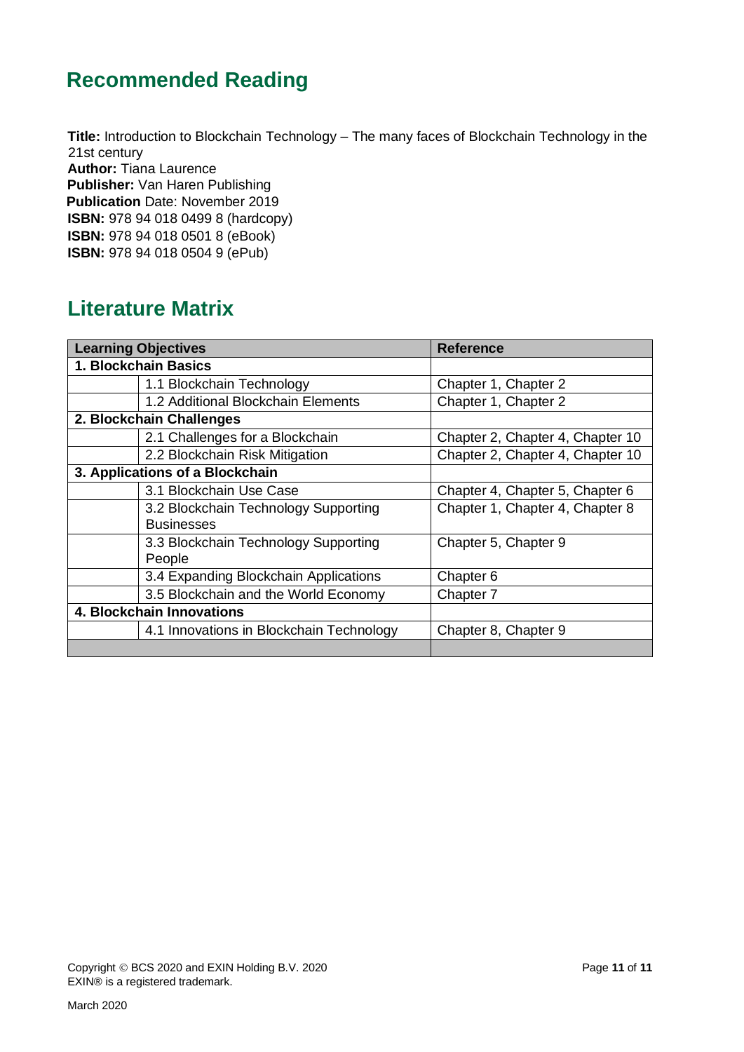## Recommended Reading

**Title:** Introduction to Blockchain Technology – The many faces of Blockchain Technology in the 21st century
**Author:** Tiana Laurence
**Publisher:** Van Haren Publishing
**Publication** Date: November 2019
**ISBN:** 978 94 018 0499 8 (hardcopy)
**ISBN:** 978 94 018 0501 8 (eBook)
**ISBN:** 978 94 018 0504 9 (ePub)

## Literature Matrix

| **Learning Objectives** | | **Reference** |
|---|---|---|
| **1. Blockchain Basics** | | |
| | 1.1 Blockchain Technology | Chapter 1, Chapter 2 |
| | 1.2 Additional Blockchain Elements | Chapter 1, Chapter 2 |
| **2. Blockchain Challenges** | | |
| | 2.1 Challenges for a Blockchain | Chapter 2, Chapter 4, Chapter 10 |
| | 2.2 Blockchain Risk Mitigation | Chapter 2, Chapter 4, Chapter 10 |
| **3. Applications of a Blockchain** | | |
| | 3.1 Blockchain Use Case | Chapter 4, Chapter 5, Chapter 6 |
| | 3.2 Blockchain Technology Supporting Businesses | Chapter 1, Chapter 4, Chapter 8 |
| | 3.3 Blockchain Technology Supporting People | Chapter 5, Chapter 9 |
| | 3.4 Expanding Blockchain Applications | Chapter 6 |
| | 3.5 Blockchain and the World Economy | Chapter 7 |
| **4. Blockchain Innovations** | | |
| | 4.1 Innovations in Blockchain Technology | Chapter 8, Chapter 9 |

Copyright © BCS 2020 and EXIN Holding B.V. 2020
EXIN® is a registered trademark.

March 2020